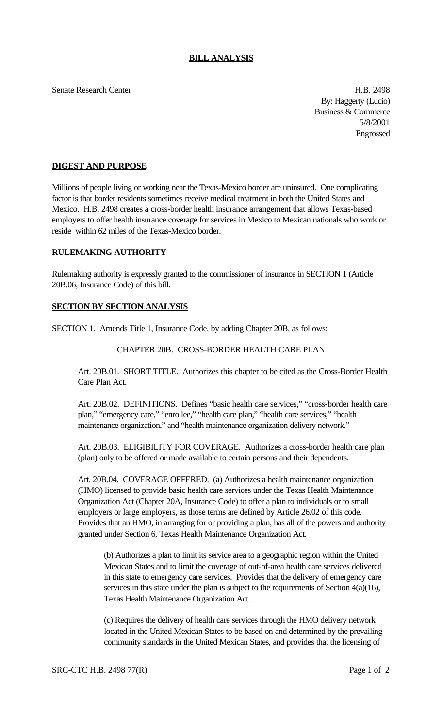**BILL ANALYSIS**

Senate Research Center

H.B. 2498
By: Haggerty (Lucio)
Business & Commerce
5/8/2001
Engrossed

**DIGEST AND PURPOSE**

Millions of people living or working near the Texas-Mexico border are uninsured. One complicating factor is that border residents sometimes receive medical treatment in both the United States and Mexico. H.B. 2498 creates a cross-border health insurance arrangement that allows Texas-based employers to offer health insurance coverage for services in Mexico to Mexican nationals who work or reside within 62 miles of the Texas-Mexico border.

**RULEMAKING AUTHORITY**

Rulemaking authority is expressly granted to the commissioner of insurance in SECTION 1 (Article 20B.06, Insurance Code) of this bill.

**SECTION BY SECTION ANALYSIS**

SECTION 1. Amends Title 1, Insurance Code, by adding Chapter 20B, as follows:

CHAPTER 20B. CROSS-BORDER HEALTH CARE PLAN

Art. 20B.01. SHORT TITLE. Authorizes this chapter to be cited as the Cross-Border Health Care Plan Act.

Art. 20B.02. DEFINITIONS. Defines "basic health care services," "cross-border health care plan," "emergency care," "enrollee," "health care plan," "health care services," "health maintenance organization," and "health maintenance organization delivery network."

Art. 20B.03. ELIGIBILITY FOR COVERAGE. Authorizes a cross-border health care plan (plan) only to be offered or made available to certain persons and their dependents.

Art. 20B.04. COVERAGE OFFERED. (a) Authorizes a health maintenance organization (HMO) licensed to provide basic health care services under the Texas Health Maintenance Organization Act (Chapter 20A, Insurance Code) to offer a plan to individuals or to small employers or large employers, as those terms are defined by Article 26.02 of this code. Provides that an HMO, in arranging for or providing a plan, has all of the powers and authority granted under Section 6, Texas Health Maintenance Organization Act.

(b) Authorizes a plan to limit its service area to a geographic region within the United Mexican States and to limit the coverage of out-of-area health care services delivered in this state to emergency care services. Provides that the delivery of emergency care services in this state under the plan is subject to the requirements of Section 4(a)(16), Texas Health Maintenance Organization Act.

(c) Requires the delivery of health care services through the HMO delivery network located in the United Mexican States to be based on and determined by the prevailing community standards in the United Mexican States, and provides that the licensing of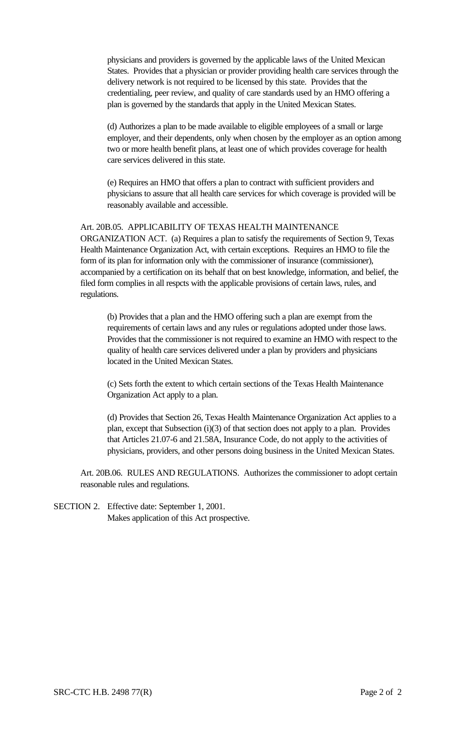physicians and providers is governed by the applicable laws of the United Mexican States. Provides that a physician or provider providing health care services through the delivery network is not required to be licensed by this state. Provides that the credentialing, peer review, and quality of care standards used by an HMO offering a plan is governed by the standards that apply in the United Mexican States.

(d) Authorizes a plan to be made available to eligible employees of a small or large employer, and their dependents, only when chosen by the employer as an option among two or more health benefit plans, at least one of which provides coverage for health care services delivered in this state.

(e) Requires an HMO that offers a plan to contract with sufficient providers and physicians to assure that all health care services for which coverage is provided will be reasonably available and accessible.

Art. 20B.05. APPLICABILITY OF TEXAS HEALTH MAINTENANCE ORGANIZATION ACT. (a) Requires a plan to satisfy the requirements of Section 9, Texas Health Maintenance Organization Act, with certain exceptions. Requires an HMO to file the form of its plan for information only with the commissioner of insurance (commissioner), accompanied by a certification on its behalf that on best knowledge, information, and belief, the filed form complies in all respcts with the applicable provisions of certain laws, rules, and regulations.

(b) Provides that a plan and the HMO offering such a plan are exempt from the requirements of certain laws and any rules or regulations adopted under those laws. Provides that the commissioner is not required to examine an HMO with respect to the quality of health care services delivered under a plan by providers and physicians located in the United Mexican States.

(c) Sets forth the extent to which certain sections of the Texas Health Maintenance Organization Act apply to a plan.

(d) Provides that Section 26, Texas Health Maintenance Organization Act applies to a plan, except that Subsection (i)(3) of that section does not apply to a plan. Provides that Articles 21.07-6 and 21.58A, Insurance Code, do not apply to the activities of physicians, providers, and other persons doing business in the United Mexican States.

Art. 20B.06. RULES AND REGULATIONS. Authorizes the commissioner to adopt certain reasonable rules and regulations.

SECTION 2. Effective date: September 1, 2001.
Makes application of this Act prospective.